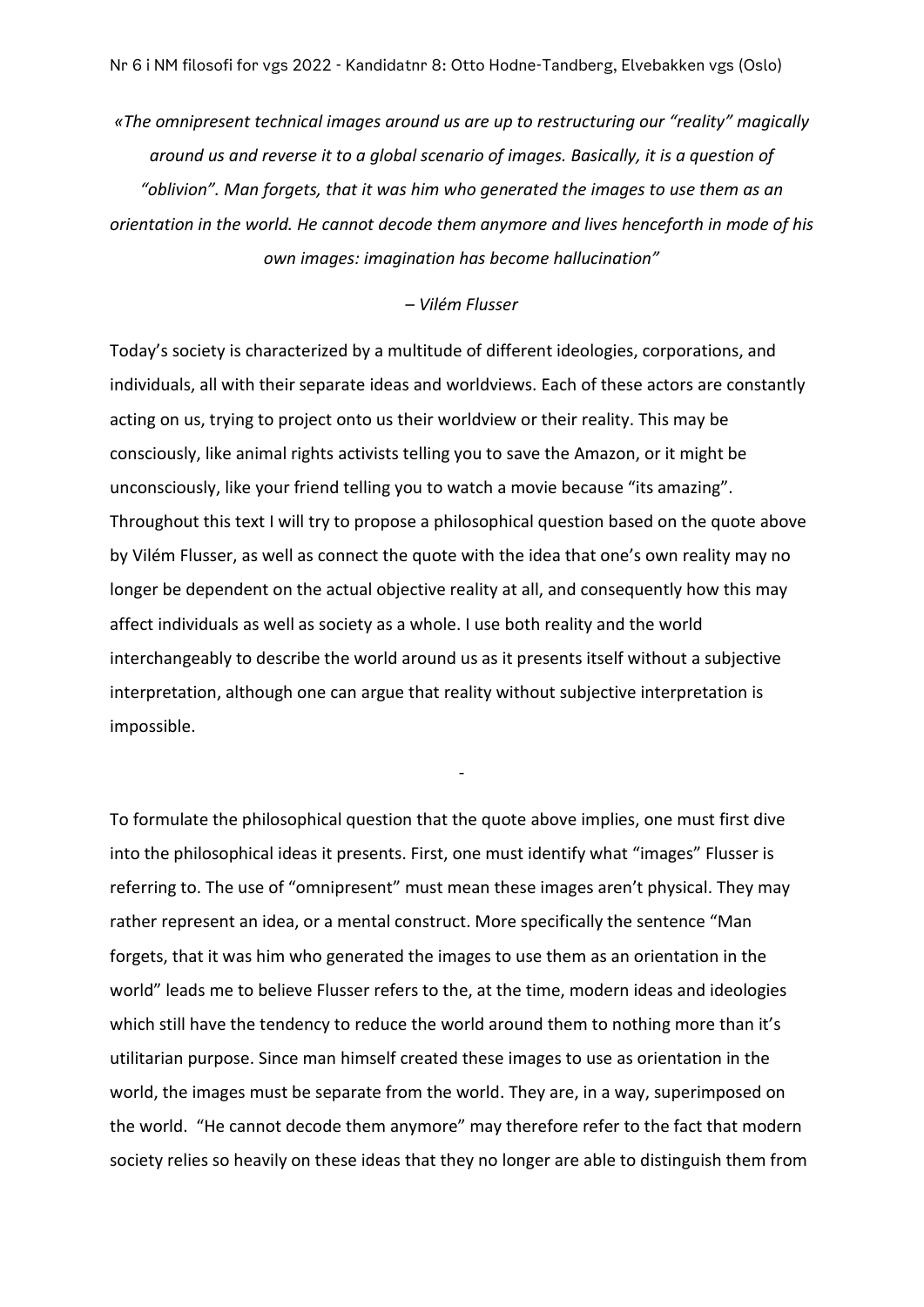*«The omnipresent technical images around us are up to restructuring our "reality" magically around us and reverse it to a global scenario of images. Basically, it is a question of "oblivion". Man forgets, that it was him who generated the images to use them as an orientation in the world. He cannot decode them anymore and lives henceforth in mode of his own images: imagination has become hallucination"*

*– Vilém Flusser*

Today's society is characterized by a multitude of different ideologies, corporations, and individuals, all with their separate ideas and worldviews. Each of these actors are constantly acting on us, trying to project onto us their worldview or their reality. This may be consciously, like animal rights activists telling you to save the Amazon, or it might be unconsciously, like your friend telling you to watch a movie because "its amazing". Throughout this text I will try to propose a philosophical question based on the quote above by Vilém Flusser, as well as connect the quote with the idea that one's own reality may no longer be dependent on the actual objective reality at all, and consequently how this may affect individuals as well as society as a whole. I use both reality and the world interchangeably to describe the world around us as it presents itself without a subjective interpretation, although one can argue that reality without subjective interpretation is impossible.

-

To formulate the philosophical question that the quote above implies, one must first dive into the philosophical ideas it presents. First, one must identify what "images" Flusser is referring to. The use of "omnipresent" must mean these images aren't physical. They may rather represent an idea, or a mental construct. More specifically the sentence "Man forgets, that it was him who generated the images to use them as an orientation in the world" leads me to believe Flusser refers to the, at the time, modern ideas and ideologies which still have the tendency to reduce the world around them to nothing more than it's utilitarian purpose. Since man himself created these images to use as orientation in the world, the images must be separate from the world. They are, in a way, superimposed on the world. "He cannot decode them anymore" may therefore refer to the fact that modern society relies so heavily on these ideas that they no longer are able to distinguish them from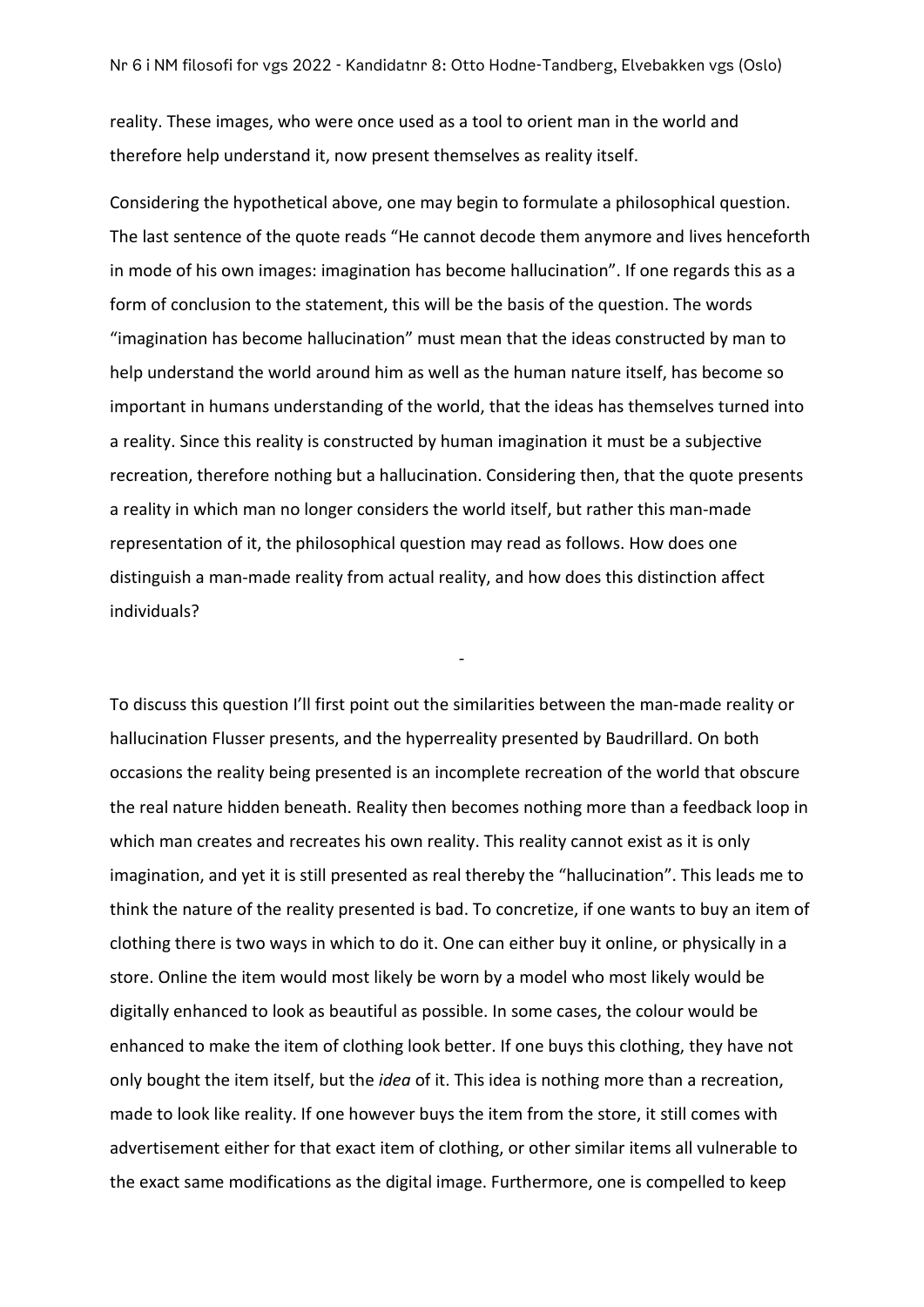reality. These images, who were once used as a tool to orient man in the world and therefore help understand it, now present themselves as reality itself.

Considering the hypothetical above, one may begin to formulate a philosophical question. The last sentence of the quote reads "He cannot decode them anymore and lives henceforth in mode of his own images: imagination has become hallucination". If one regards this as a form of conclusion to the statement, this will be the basis of the question. The words "imagination has become hallucination" must mean that the ideas constructed by man to help understand the world around him as well as the human nature itself, has become so important in humans understanding of the world, that the ideas has themselves turned into a reality. Since this reality is constructed by human imagination it must be a subjective recreation, therefore nothing but a hallucination. Considering then, that the quote presents a reality in which man no longer considers the world itself, but rather this man-made representation of it, the philosophical question may read as follows. How does one distinguish a man-made reality from actual reality, and how does this distinction affect individuals?

-

To discuss this question I'll first point out the similarities between the man-made reality or hallucination Flusser presents, and the hyperreality presented by Baudrillard. On both occasions the reality being presented is an incomplete recreation of the world that obscure the real nature hidden beneath. Reality then becomes nothing more than a feedback loop in which man creates and recreates his own reality. This reality cannot exist as it is only imagination, and yet it is still presented as real thereby the "hallucination". This leads me to think the nature of the reality presented is bad. To concretize, if one wants to buy an item of clothing there is two ways in which to do it. One can either buy it online, or physically in a store. Online the item would most likely be worn by a model who most likely would be digitally enhanced to look as beautiful as possible. In some cases, the colour would be enhanced to make the item of clothing look better. If one buys this clothing, they have not only bought the item itself, but the *idea* of it. This idea is nothing more than a recreation, made to look like reality. If one however buys the item from the store, it still comes with advertisement either for that exact item of clothing, or other similar items all vulnerable to the exact same modifications as the digital image. Furthermore, one is compelled to keep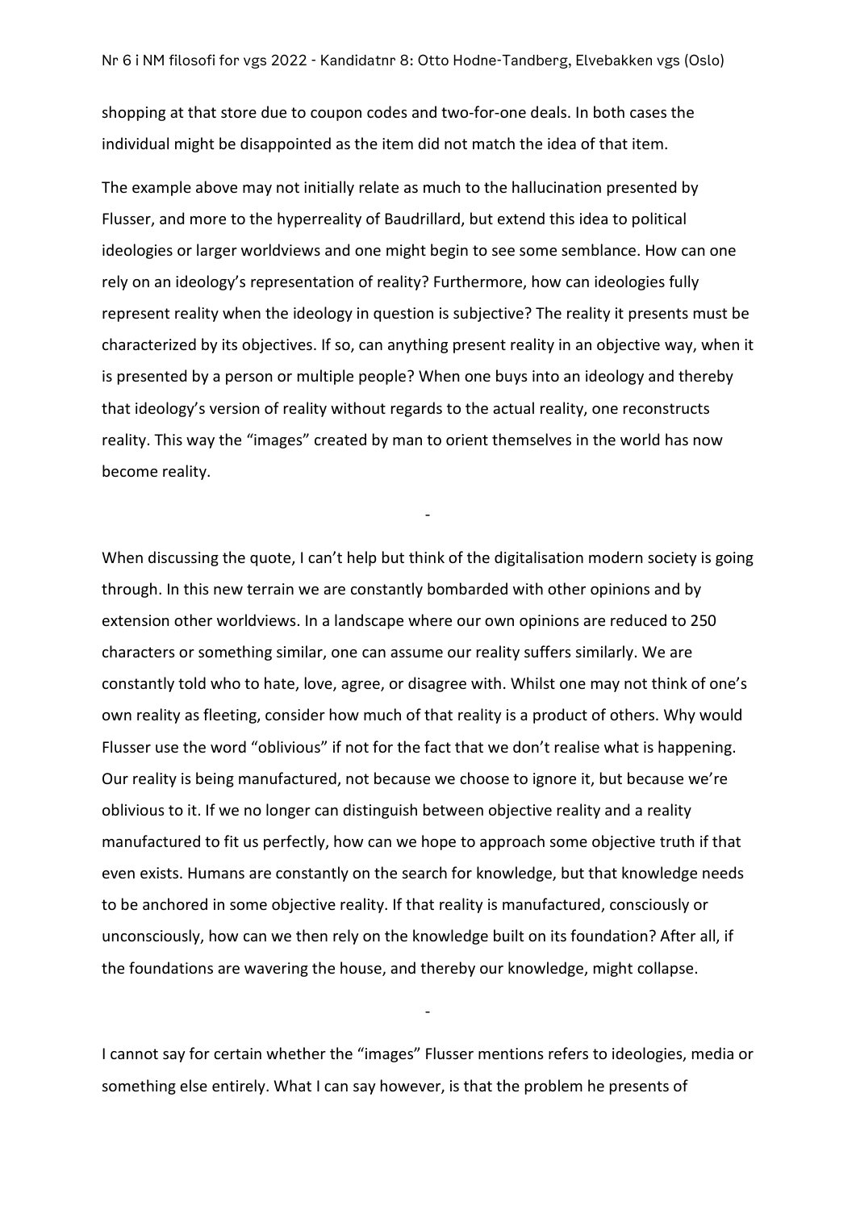shopping at that store due to coupon codes and two-for-one deals. In both cases the individual might be disappointed as the item did not match the idea of that item.

The example above may not initially relate as much to the hallucination presented by Flusser, and more to the hyperreality of Baudrillard, but extend this idea to political ideologies or larger worldviews and one might begin to see some semblance. How can one rely on an ideology's representation of reality? Furthermore, how can ideologies fully represent reality when the ideology in question is subjective? The reality it presents must be characterized by its objectives. If so, can anything present reality in an objective way, when it is presented by a person or multiple people? When one buys into an ideology and thereby that ideology's version of reality without regards to the actual reality, one reconstructs reality. This way the "images" created by man to orient themselves in the world has now become reality.

-

When discussing the quote, I can't help but think of the digitalisation modern society is going through. In this new terrain we are constantly bombarded with other opinions and by extension other worldviews. In a landscape where our own opinions are reduced to 250 characters or something similar, one can assume our reality suffers similarly. We are constantly told who to hate, love, agree, or disagree with. Whilst one may not think of one's own reality as fleeting, consider how much of that reality is a product of others. Why would Flusser use the word "oblivious" if not for the fact that we don't realise what is happening. Our reality is being manufactured, not because we choose to ignore it, but because we're oblivious to it. If we no longer can distinguish between objective reality and a reality manufactured to fit us perfectly, how can we hope to approach some objective truth if that even exists. Humans are constantly on the search for knowledge, but that knowledge needs to be anchored in some objective reality. If that reality is manufactured, consciously or unconsciously, how can we then rely on the knowledge built on its foundation? After all, if the foundations are wavering the house, and thereby our knowledge, might collapse.

-

I cannot say for certain whether the "images" Flusser mentions refers to ideologies, media or something else entirely. What I can say however, is that the problem he presents of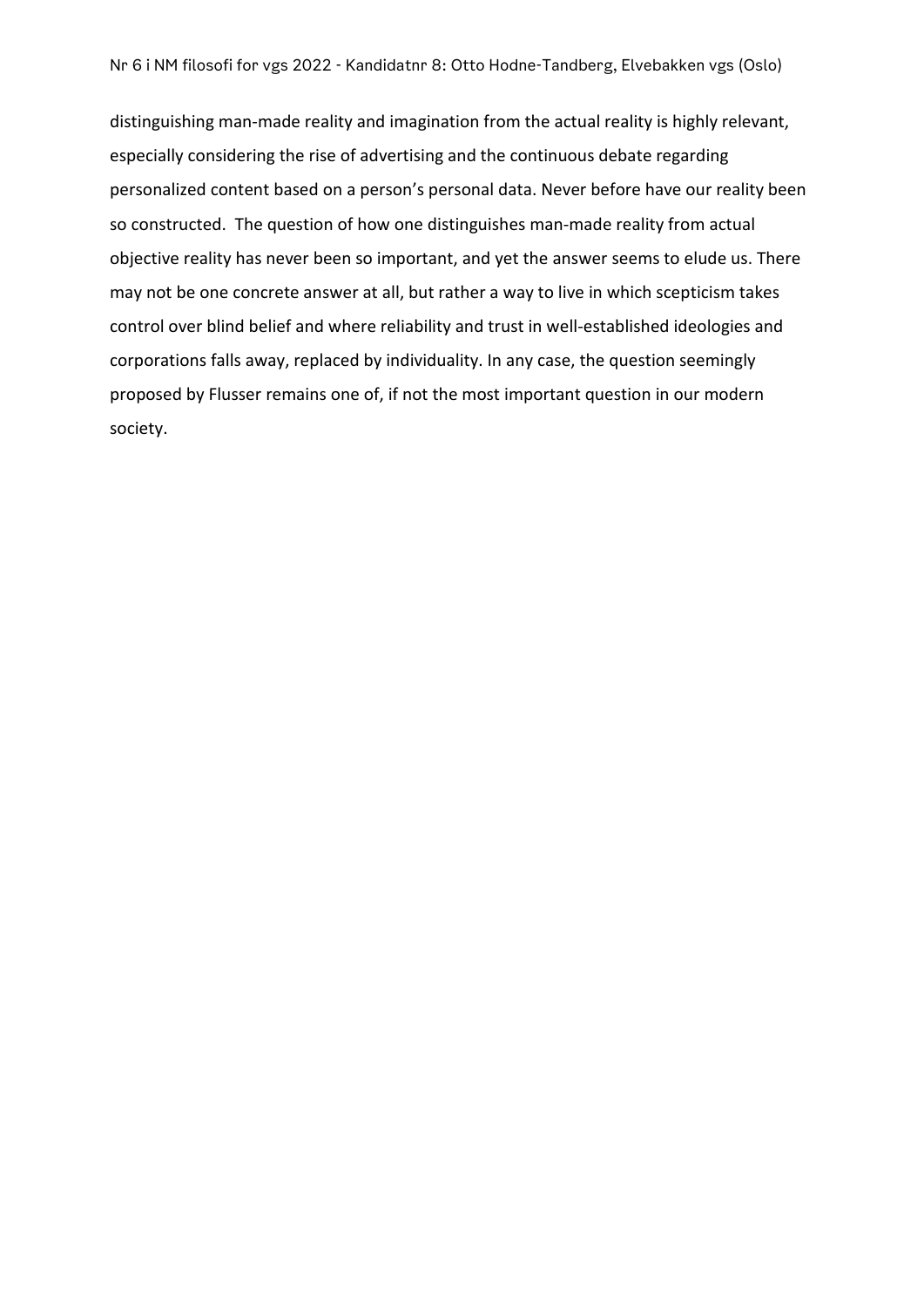distinguishing man-made reality and imagination from the actual reality is highly relevant, especially considering the rise of advertising and the continuous debate regarding personalized content based on a person's personal data. Never before have our reality been so constructed. The question of how one distinguishes man-made reality from actual objective reality has never been so important, and yet the answer seems to elude us. There may not be one concrete answer at all, but rather a way to live in which scepticism takes control over blind belief and where reliability and trust in well-established ideologies and corporations falls away, replaced by individuality. In any case, the question seemingly proposed by Flusser remains one of, if not the most important question in our modern society.